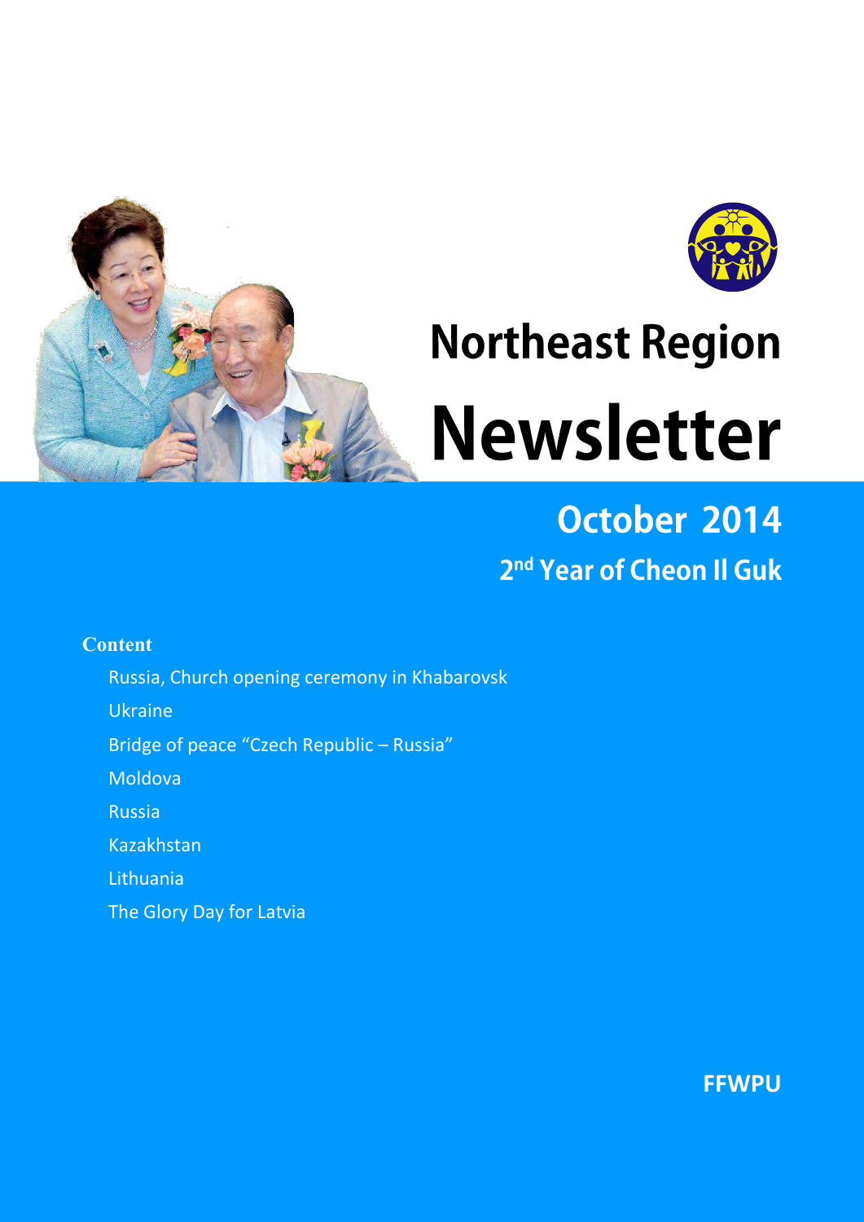# Northeast Region

# Newsletter

## October 2014

### 2nd Year of Cheon Il Guk

**Content**

- Russia, Church opening ceremony in Khabarovsk
- Ukraine
- Bridge of peace "Czech Republic – Russia"
- Moldova
- Russia
- Kazakhstan
- Lithuania
- The Glory Day for Latvia

**FFWPU**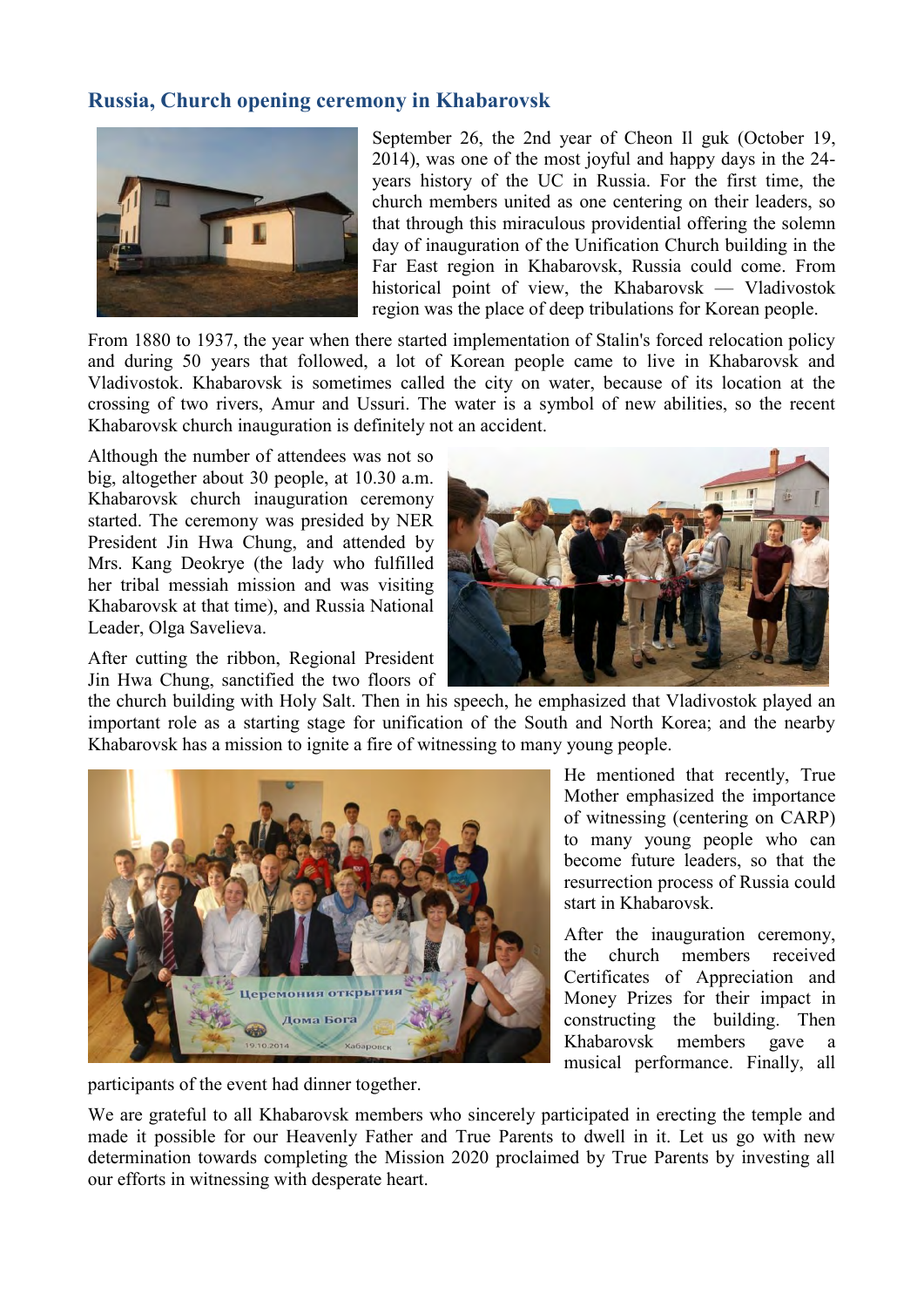## Russia, Church opening ceremony in Khabarovsk

September 26, the 2nd year of Cheon Il guk (October 19, 2014), was one of the most joyful and happy days in the 24-years history of the UC in Russia. For the first time, the church members united as one centering on their leaders, so that through this miraculous providential offering the solemn day of inauguration of the Unification Church building in the Far East region in Khabarovsk, Russia could come. From historical point of view, the Khabarovsk — Vladivostok region was the place of deep tribulations for Korean people.

From 1880 to 1937, the year when there started implementation of Stalin's forced relocation policy and during 50 years that followed, a lot of Korean people came to live in Khabarovsk and Vladivostok. Khabarovsk is sometimes called the city on water, because of its location at the crossing of two rivers, Amur and Ussuri. The water is a symbol of new abilities, so the recent Khabarovsk church inauguration is definitely not an accident.

Although the number of attendees was not so big, altogether about 30 people, at 10.30 a.m. Khabarovsk church inauguration ceremony started. The ceremony was presided by NER President Jin Hwa Chung, and attended by Mrs. Kang Deokrye (the lady who fulfilled her tribal messiah mission and was visiting Khabarovsk at that time), and Russia National Leader, Olga Savelieva.

After cutting the ribbon, Regional President Jin Hwa Chung, sanctified the two floors of the church building with Holy Salt. Then in his speech, he emphasized that Vladivostok played an important role as a starting stage for unification of the South and North Korea; and the nearby Khabarovsk has a mission to ignite a fire of witnessing to many young people.

He mentioned that recently, True Mother emphasized the importance of witnessing (centering on CARP) to many young people who can become future leaders, so that the resurrection process of Russia could start in Khabarovsk.

After the inauguration ceremony, the church members received Certificates of Appreciation and Money Prizes for their impact in constructing the building. Then Khabarovsk members gave a musical performance. Finally, all participants of the event had dinner together.

We are grateful to all Khabarovsk members who sincerely participated in erecting the temple and made it possible for our Heavenly Father and True Parents to dwell in it. Let us go with new determination towards completing the Mission 2020 proclaimed by True Parents by investing all our efforts in witnessing with desperate heart.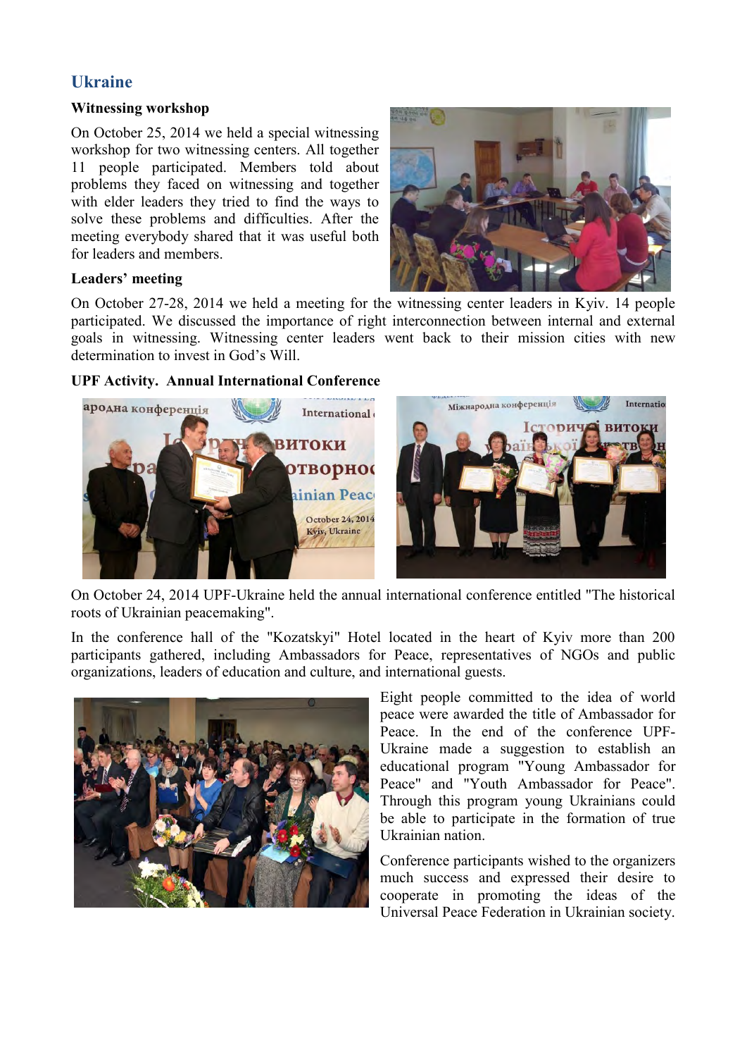## Ukraine

### Witnessing workshop

On October 25, 2014 we held a special witnessing workshop for two witnessing centers. All together 11 people participated. Members told about problems they faced on witnessing and together with elder leaders they tried to find the ways to solve these problems and difficulties. After the meeting everybody shared that it was useful both for leaders and members.

### Leaders' meeting

On October 27-28, 2014 we held a meeting for the witnessing center leaders in Kyiv. 14 people participated. We discussed the importance of right interconnection between internal and external goals in witnessing. Witnessing center leaders went back to their mission cities with new determination to invest in God's Will.

### UPF Activity. Annual International Conference

On October 24, 2014 UPF-Ukraine held the annual international conference entitled "The historical roots of Ukrainian peacemaking".

In the conference hall of the "Kozatskyi" Hotel located in the heart of Kyiv more than 200 participants gathered, including Ambassadors for Peace, representatives of NGOs and public organizations, leaders of education and culture, and international guests.

Eight people committed to the idea of world peace were awarded the title of Ambassador for Peace. In the end of the conference UPF-Ukraine made a suggestion to establish an educational program "Young Ambassador for Peace" and "Youth Ambassador for Peace". Through this program young Ukrainians could be able to participate in the formation of true Ukrainian nation.

Conference participants wished to the organizers much success and expressed their desire to cooperate in promoting the ideas of the Universal Peace Federation in Ukrainian society.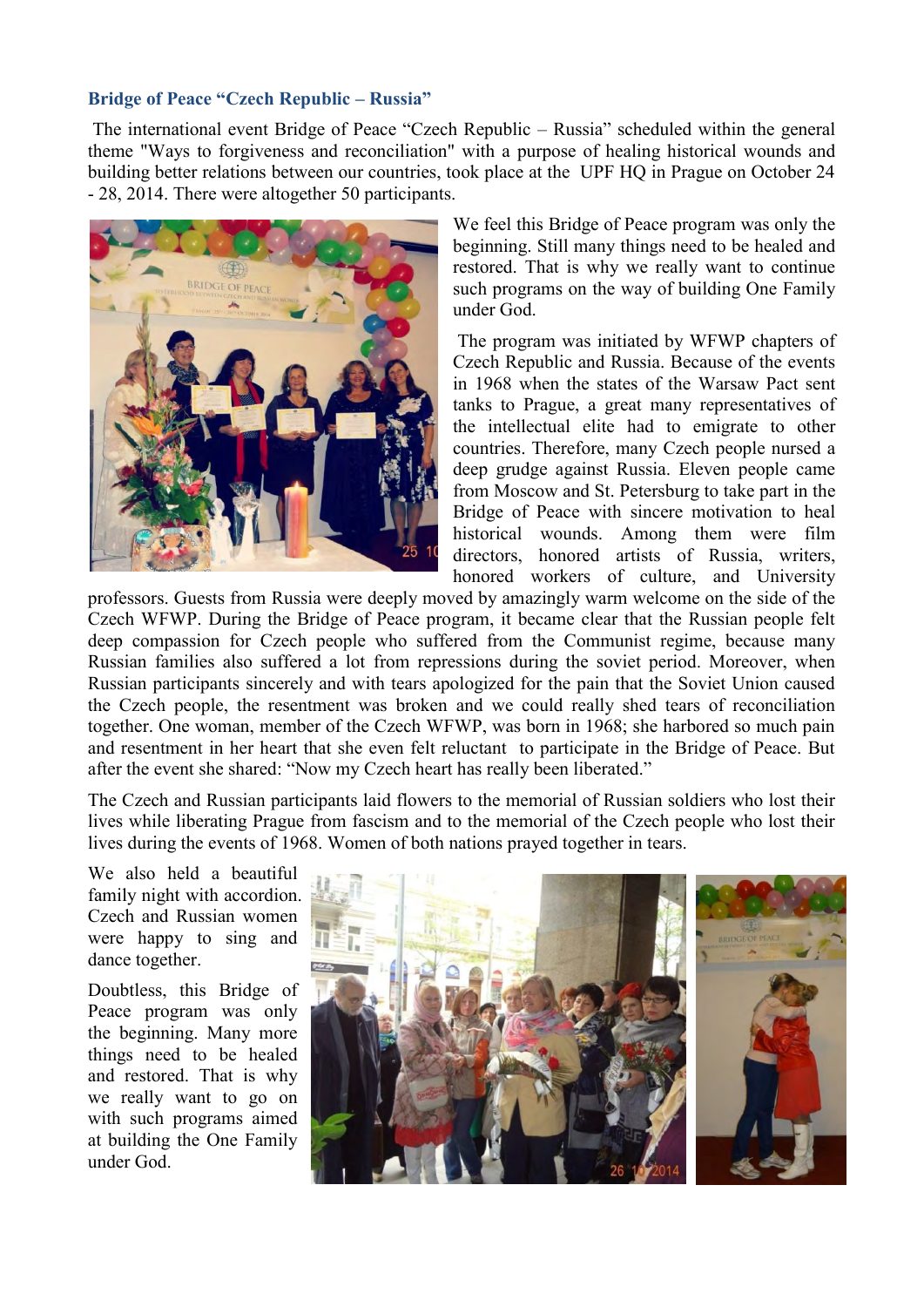## Bridge of Peace “Czech Republic – Russia”

The international event Bridge of Peace “Czech Republic – Russia” scheduled within the general theme "Ways to forgiveness and reconciliation" with a purpose of healing historical wounds and building better relations between our countries, took place at the UPF HQ in Prague on October 24 - 28, 2014. There were altogether 50 participants.

We feel this Bridge of Peace program was only the beginning. Still many things need to be healed and restored. That is why we really want to continue such programs on the way of building One Family under God.

The program was initiated by WFWP chapters of Czech Republic and Russia. Because of the events in 1968 when the states of the Warsaw Pact sent tanks to Prague, a great many representatives of the intellectual elite had to emigrate to other countries. Therefore, many Czech people nursed a deep grudge against Russia. Eleven people came from Moscow and St. Petersburg to take part in the Bridge of Peace with sincere motivation to heal historical wounds. Among them were film directors, honored artists of Russia, writers, honored workers of culture, and University professors. Guests from Russia were deeply moved by amazingly warm welcome on the side of the Czech WFWP. During the Bridge of Peace program, it became clear that the Russian people felt deep compassion for Czech people who suffered from the Communist regime, because many Russian families also suffered a lot from repressions during the soviet period. Moreover, when Russian participants sincerely and with tears apologized for the pain that the Soviet Union caused the Czech people, the resentment was broken and we could really shed tears of reconciliation together. One woman, member of the Czech WFWP, was born in 1968; she harbored so much pain and resentment in her heart that she even felt reluctant to participate in the Bridge of Peace. But after the event she shared: “Now my Czech heart has really been liberated.”

The Czech and Russian participants laid flowers to the memorial of Russian soldiers who lost their lives while liberating Prague from fascism and to the memorial of the Czech people who lost their lives during the events of 1968. Women of both nations prayed together in tears.

We also held a beautiful family night with accordion. Czech and Russian women were happy to sing and dance together.

Doubtless, this Bridge of Peace program was only the beginning. Many more things need to be healed and restored. That is why we really want to go on with such programs aimed at building the One Family under God.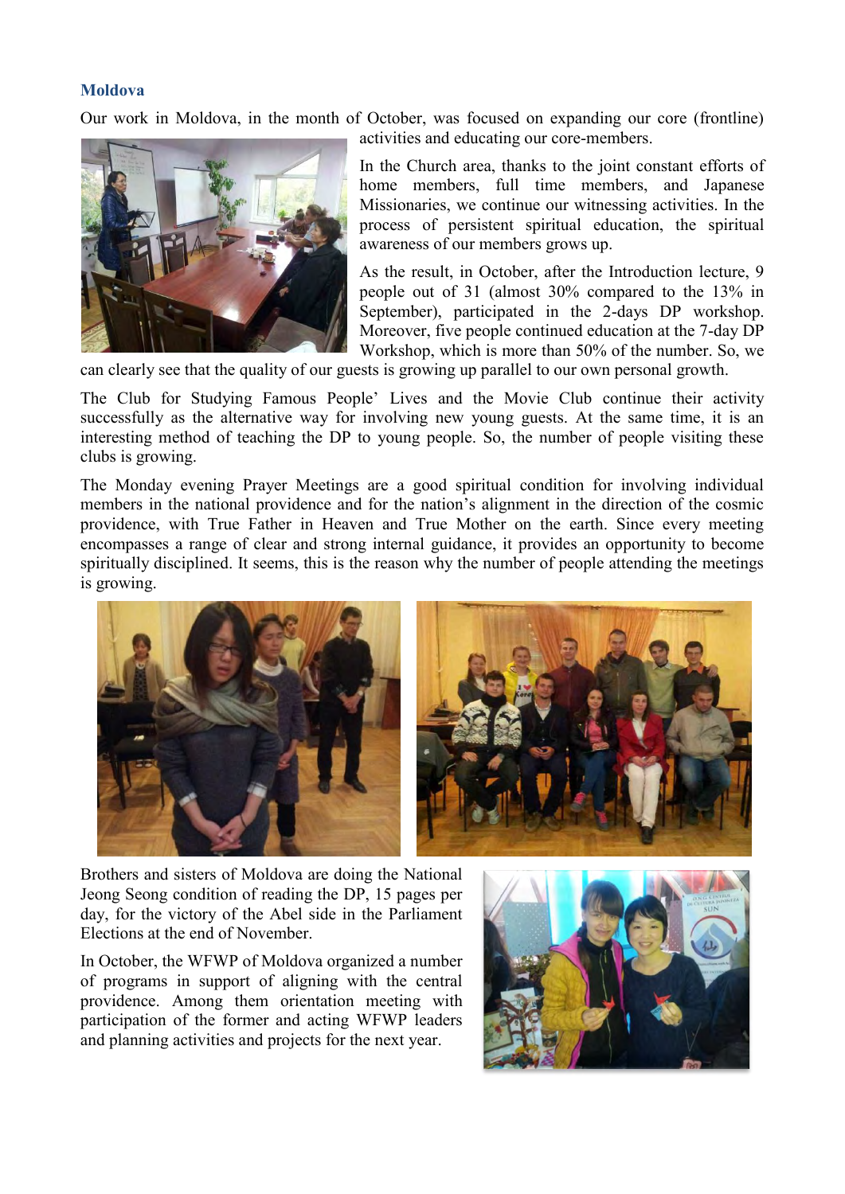## Moldova

Our work in Moldova, in the month of October, was focused on expanding our core (frontline) activities and educating our core-members.

In the Church area, thanks to the joint constant efforts of home members, full time members, and Japanese Missionaries, we continue our witnessing activities. In the process of persistent spiritual education, the spiritual awareness of our members grows up.

As the result, in October, after the Introduction lecture, 9 people out of 31 (almost 30% compared to the 13% in September), participated in the 2-days DP workshop. Moreover, five people continued education at the 7-day DP Workshop, which is more than 50% of the number. So, we can clearly see that the quality of our guests is growing up parallel to our own personal growth.

The Club for Studying Famous People' Lives and the Movie Club continue their activity successfully as the alternative way for involving new young guests. At the same time, it is an interesting method of teaching the DP to young people. So, the number of people visiting these clubs is growing.

The Monday evening Prayer Meetings are a good spiritual condition for involving individual members in the national providence and for the nation's alignment in the direction of the cosmic providence, with True Father in Heaven and True Mother on the earth. Since every meeting encompasses a range of clear and strong internal guidance, it provides an opportunity to become spiritually disciplined. It seems, this is the reason why the number of people attending the meetings is growing.

Brothers and sisters of Moldova are doing the National Jeong Seong condition of reading the DP, 15 pages per day, for the victory of the Abel side in the Parliament Elections at the end of November.

In October, the WFWP of Moldova organized a number of programs in support of aligning with the central providence. Among them orientation meeting with participation of the former and acting WFWP leaders and planning activities and projects for the next year.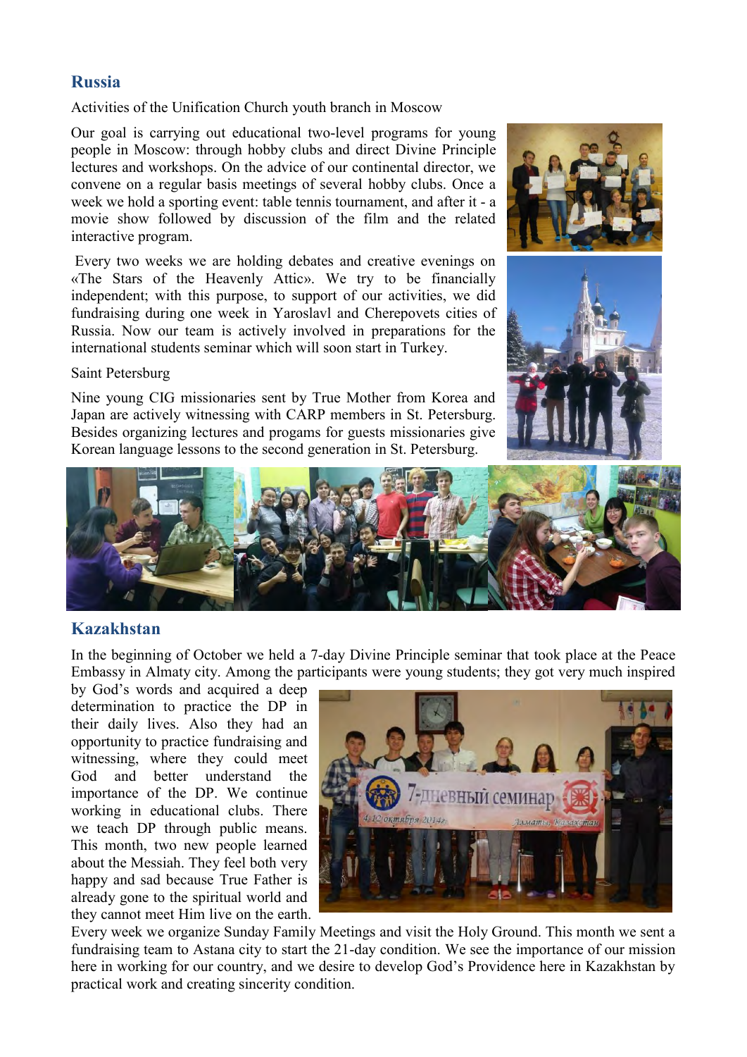## Russia

Activities of the Unification Church youth branch in Moscow

Our goal is carrying out educational two-level programs for young people in Moscow: through hobby clubs and direct Divine Principle lectures and workshops. On the advice of our continental director, we convene on a regular basis meetings of several hobby clubs. Once a week we hold a sporting event: table tennis tournament, and after it - a movie show followed by discussion of the film and the related interactive program.

Every two weeks we are holding debates and creative evenings on «The Stars of the Heavenly Attic». We try to be financially independent; with this purpose, to support of our activities, we did fundraising during one week in Yaroslavl and Cherepovets cities of Russia. Now our team is actively involved in preparations for the international students seminar which will soon start in Turkey.

Saint Petersburg

Nine young CIG missionaries sent by True Mother from Korea and Japan are actively witnessing with CARP members in St. Petersburg. Besides organizing lectures and progams for guests missionaries give Korean language lessons to the second generation in St. Petersburg.

## Kazakhstan

In the beginning of October we held a 7-day Divine Principle seminar that took place at the Peace Embassy in Almaty city. Among the participants were young students; they got very much inspired by God's words and acquired a deep determination to practice the DP in their daily lives. Also they had an opportunity to practice fundraising and witnessing, where they could meet God and better understand the importance of the DP. We continue working in educational clubs. There we teach DP through public means. This month, two new people learned about the Messiah. They feel both very happy and sad because True Father is already gone to the spiritual world and they cannot meet Him live on the earth.

Every week we organize Sunday Family Meetings and visit the Holy Ground. This month we sent a fundraising team to Astana city to start the 21-day condition. We see the importance of our mission here in working for our country, and we desire to develop God's Providence here in Kazakhstan by practical work and creating sincerity condition.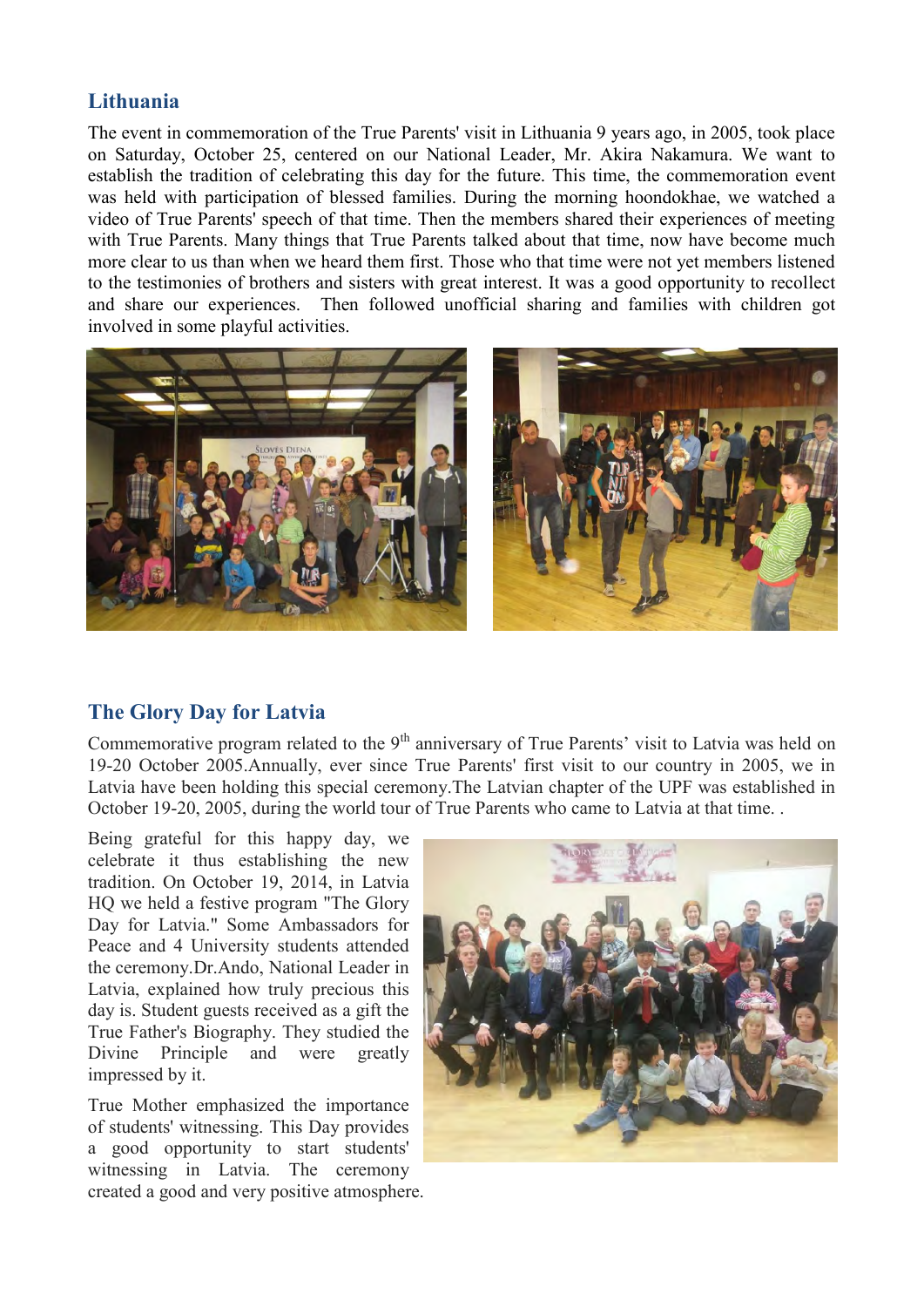## Lithuania

The event in commemoration of the True Parents' visit in Lithuania 9 years ago, in 2005, took place on Saturday, October 25, centered on our National Leader, Mr. Akira Nakamura. We want to establish the tradition of celebrating this day for the future. This time, the commemoration event was held with participation of blessed families. During the morning hoondokhae, we watched a video of True Parents' speech of that time. Then the members shared their experiences of meeting with True Parents. Many things that True Parents talked about that time, now have become much more clear to us than when we heard them first. Those who that time were not yet members listened to the testimonies of brothers and sisters with great interest. It was a good opportunity to recollect and share our experiences. Then followed unofficial sharing and families with children got involved in some playful activities.

## The Glory Day for Latvia

Commemorative program related to the 9th anniversary of True Parents' visit to Latvia was held on 19-20 October 2005.Annually, ever since True Parents' first visit to our country in 2005, we in Latvia have been holding this special ceremony.The Latvian chapter of the UPF was established in October 19-20, 2005, during the world tour of True Parents who came to Latvia at that time. .

Being grateful for this happy day, we celebrate it thus establishing the new tradition. On October 19, 2014, in Latvia HQ we held a festive program "The Glory Day for Latvia." Some Ambassadors for Peace and 4 University students attended the ceremony.Dr.Ando, National Leader in Latvia, explained how truly precious this day is. Student guests received as a gift the True Father's Biography. They studied the Divine Principle and were greatly impressed by it.

True Mother emphasized the importance of students' witnessing. This Day provides a good opportunity to start students' witnessing in Latvia. The ceremony created a good and very positive atmosphere.